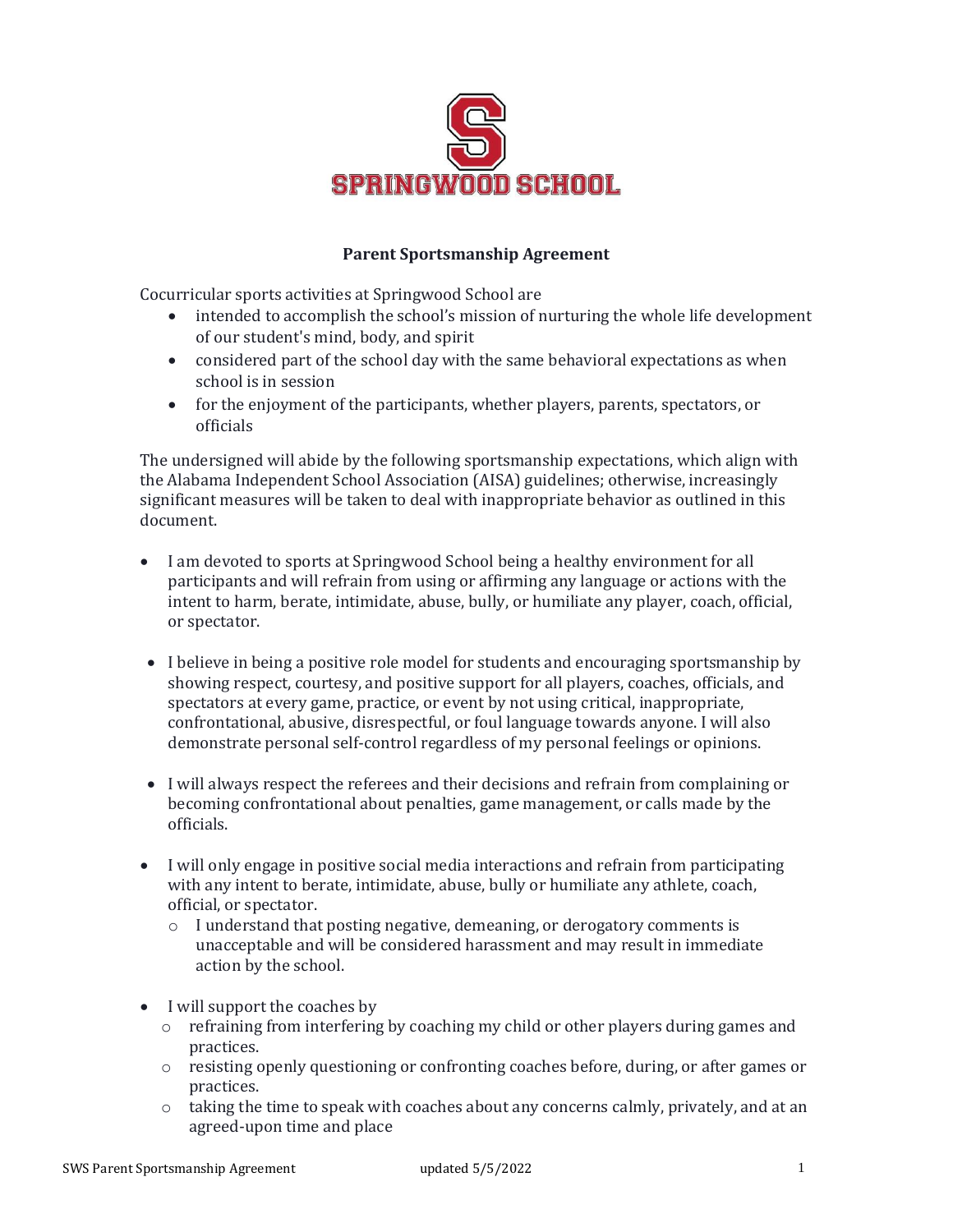SPRINGWOOD SCHOOL

**Parent Sportsmanship Agreement**

Cocurricular sports activities at Springwood School are

- intended to accomplish the school's mission of nurturing the whole life development of our student's mind, body, and spirit
- considered part of the school day with the same behavioral expectations as when school is in session
- for the enjoyment of the participants, whether players, parents, spectators, or officials

The undersigned will abide by the following sportsmanship expectations, which align with the Alabama Independent School Association (AISA) guidelines; otherwise, increasingly significant measures will be taken to deal with inappropriate behavior as outlined in this document.

- I am devoted to sports at Springwood School being a healthy environment for all participants and will refrain from using or affirming any language or actions with the intent to harm, berate, intimidate, abuse, bully, or humiliate any player, coach, official, or spectator.

- I believe in being a positive role model for students and encouraging sportsmanship by showing respect, courtesy, and positive support for all players, coaches, officials, and spectators at every game, practice, or event by not using critical, inappropriate, confrontational, abusive, disrespectful, or foul language towards anyone. I will also demonstrate personal self-control regardless of my personal feelings or opinions.

- I will always respect the referees and their decisions and refrain from complaining or becoming confrontational about penalties, game management, or calls made by the officials.

- I will only engage in positive social media interactions and refrain from participating with any intent to berate, intimidate, abuse, bully or humiliate any athlete, coach, official, or spectator.
    - I understand that posting negative, demeaning, or derogatory comments is unacceptable and will be considered harassment and may result in immediate action by the school.

- I will support the coaches by
    - refraining from interfering by coaching my child or other players during games and practices.
    - resisting openly questioning or confronting coaches before, during, or after games or practices.
    - taking the time to speak with coaches about any concerns calmly, privately, and at an agreed-upon time and place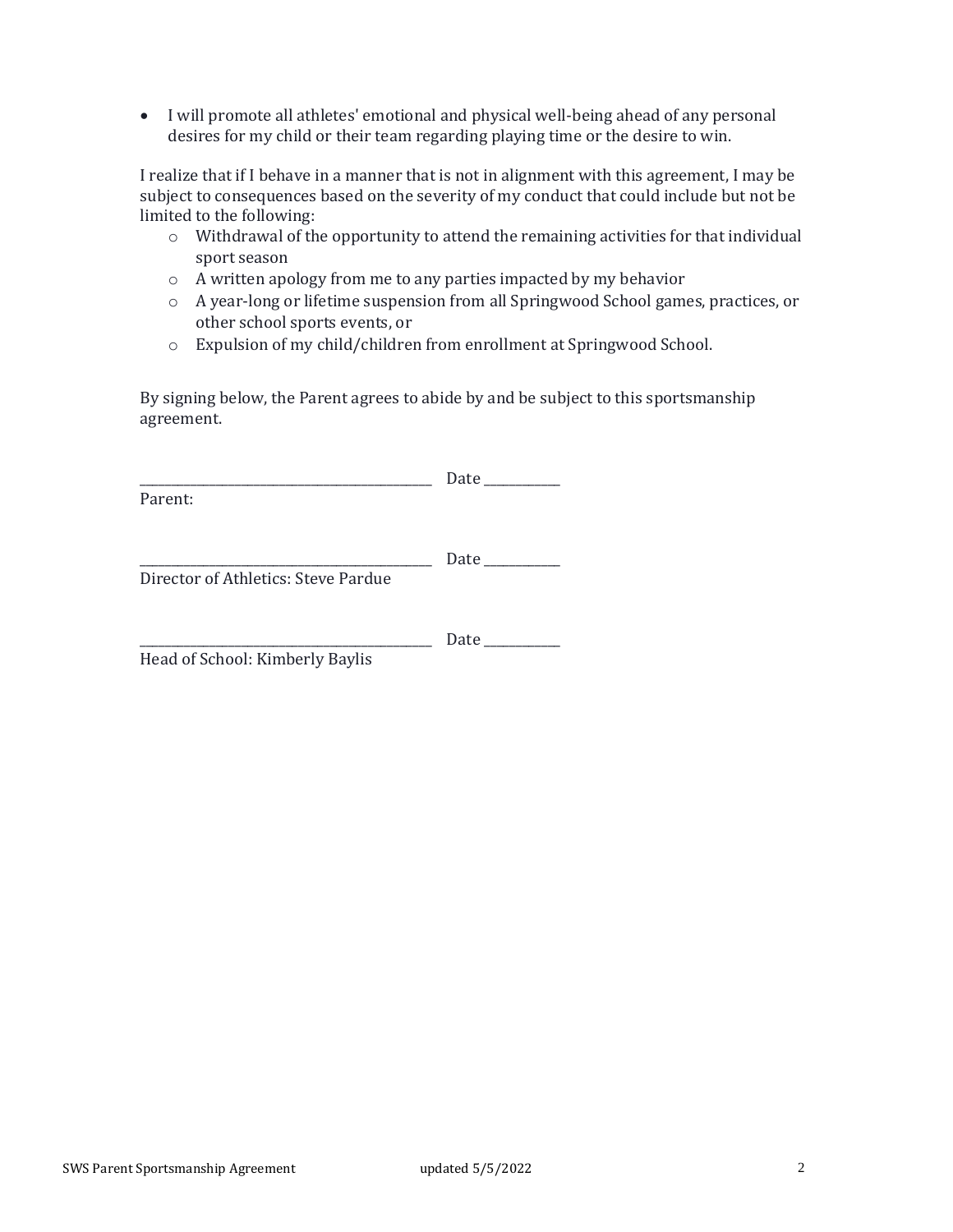- I will promote all athletes' emotional and physical well-being ahead of any personal desires for my child or their team regarding playing time or the desire to win.

I realize that if I behave in a manner that is not in alignment with this agreement, I may be subject to consequences based on the severity of my conduct that could include but not be limited to the following:

- Withdrawal of the opportunity to attend the remaining activities for that individual sport season
- A written apology from me to any parties impacted by my behavior
- A year-long or lifetime suspension from all Springwood School games, practices, or other school sports events, or
- Expulsion of my child/children from enrollment at Springwood School.

By signing below, the Parent agrees to abide by and be subject to this sportsmanship agreement.

_______________________________________ Date ___________
Parent:

_______________________________________ Date ___________
Director of Athletics: Steve Pardue

_______________________________________ Date ___________
Head of School: Kimberly Baylis